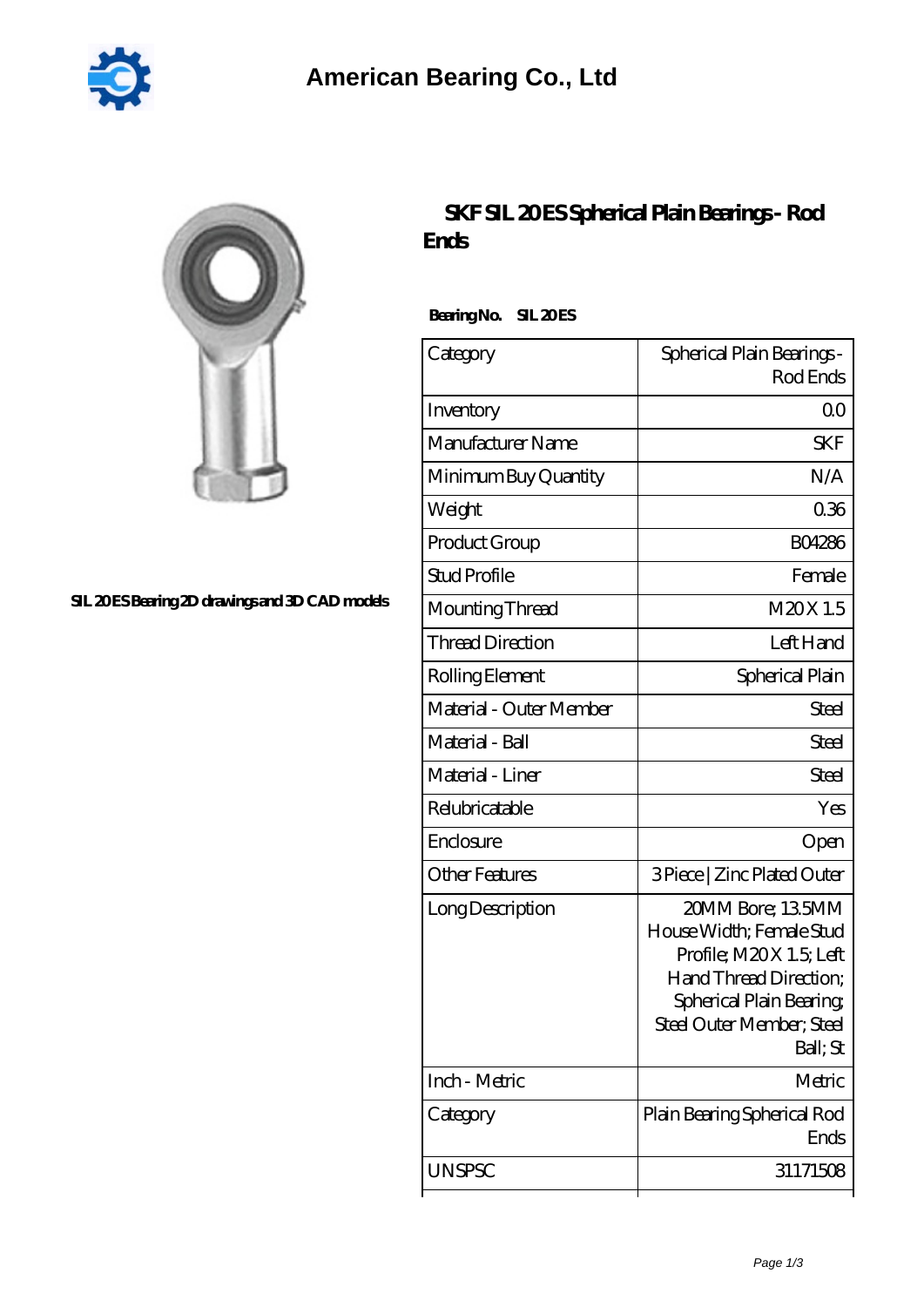# American Bearing Co., Ltd

SIL 20 ES Bearing 2D drawings and 3D CAD models

## SKF SIL 20 ES Spherical Plain Bearings - Rod Ends

**Bearing No.** SIL 20 ES

| Category | Spherical Plain Bearings - Rod Ends |
|---|---|
| Inventory | 0.0 |
| Manufacturer Name | SKF |
| Minimum Buy Quantity | N/A |
| Weight | 0.36 |
| Product Group | B04286 |
| Stud Profile | Female |
| Mounting Thread | M20 X 1.5 |
| Thread Direction | Left Hand |
| Rolling Element | Spherical Plain |
| Material - Outer Member | Steel |
| Material - Ball | Steel |
| Material - Liner | Steel |
| Relubricatable | Yes |
| Enclosure | Open |
| Other Features | 3 Piece \| Zinc Plated Outer |
| Long Description | 20MM Bore; 13.5MM House Width; Female Stud Profile; M20 X 1.5; Left Hand Thread Direction; Spherical Plain Bearing; Steel Outer Member; Steel Ball; St |
| Inch - Metric | Metric |
| Category | Plain Bearing Spherical Rod Ends |
| UNSPSC | 31171508 |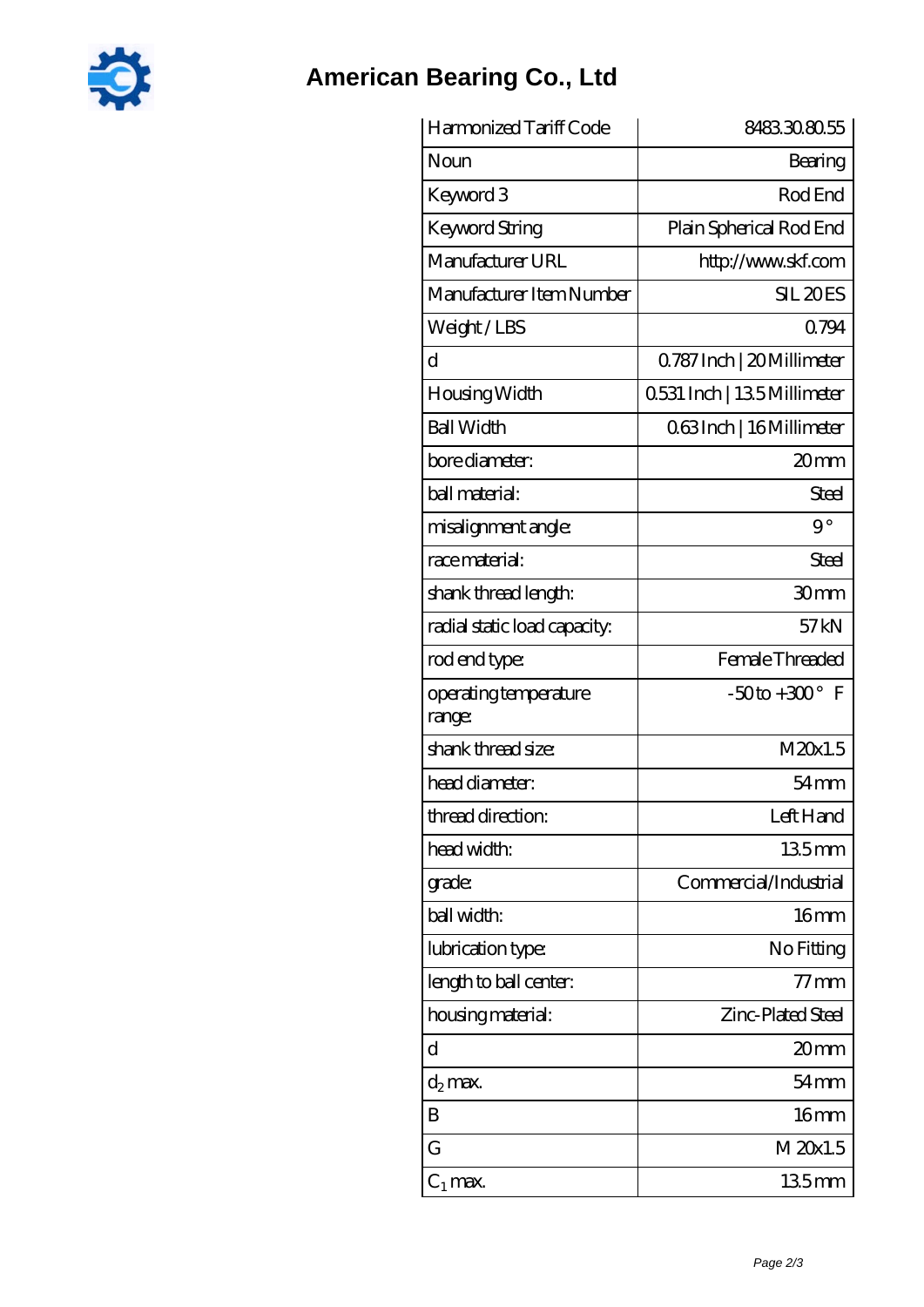# American Bearing Co., Ltd

| Harmonized Tariff Code | 8483.30.80.55 |
|---|---|
| Noun | Bearing |
| Keyword 3 | Rod End |
| Keyword String | Plain Spherical Rod End |
| Manufacturer URL | http://www.skf.com |
| Manufacturer Item Number | SIL 20 ES |
| Weight / LBS | 0.794 |
| d | 0.787 Inch \| 20 Millimeter |
| Housing Width | 0.531 Inch \| 13.5 Millimeter |
| Ball Width | 0.63 Inch \| 16 Millimeter |
| bore diameter: | 20 mm |
| ball material: | Steel |
| misalignment angle: | 9 ° |
| race material: | Steel |
| shank thread length: | 30 mm |
| radial static load capacity: | 57 kN |
| rod end type: | Female Threaded |
| operating temperature range: | -50 to +300 ° F |
| shank thread size: | M20x1.5 |
| head diameter: | 54 mm |
| thread direction: | Left Hand |
| head width: | 13.5 mm |
| grade: | Commercial/Industrial |
| ball width: | 16 mm |
| lubrication type: | No Fitting |
| length to ball center: | 77 mm |
| housing material: | Zinc-Plated Steel |
| d | 20 mm |
| $d_2$ max. | 54 mm |
| B | 16 mm |
| G | M 20x1.5 |
| $C_1$ max. | 13.5 mm |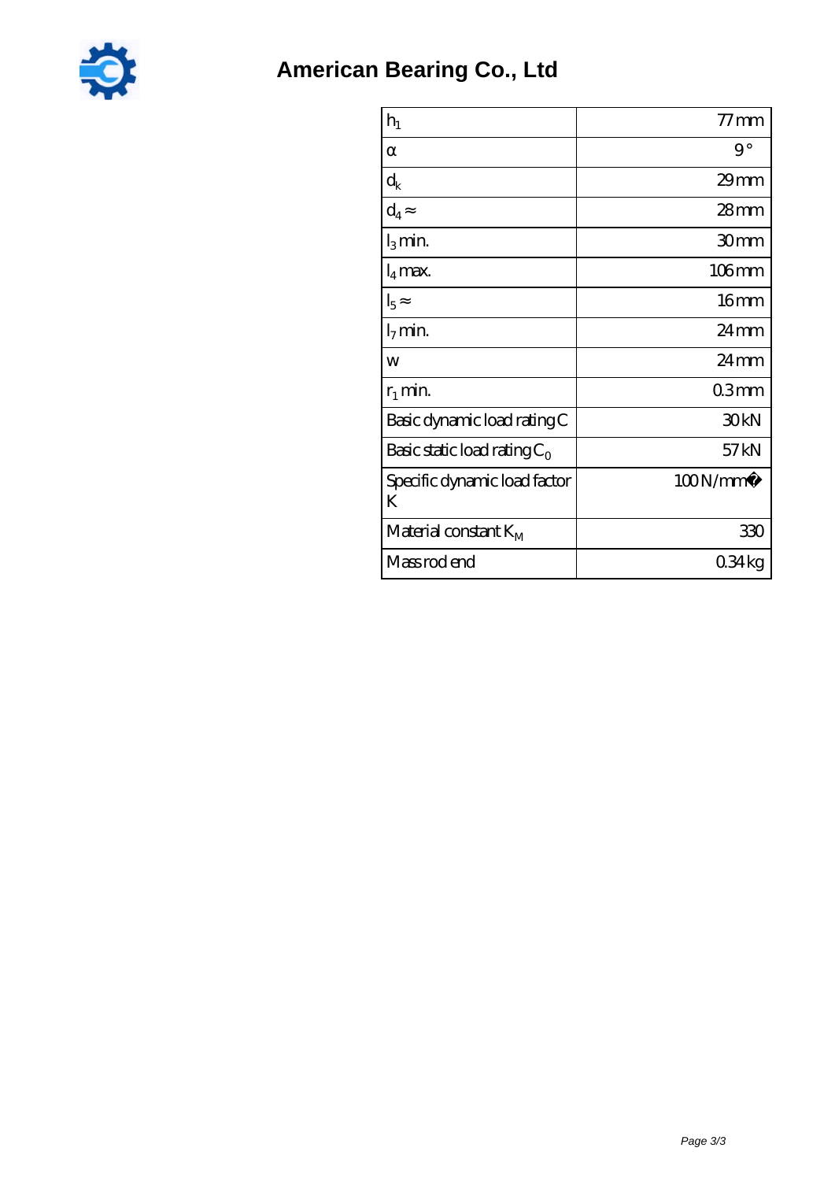# American Bearing Co., Ltd

| | |
|---|---|
| $h_1$ | 77 mm |
| α | 9 ° |
| $d_k$ | 29 mm |
| $d_4$ ≈ | 28 mm |
| $l_3$ min. | 30 mm |
| $l_4$ max. | 106 mm |
| $l_5$ ≈ | 16 mm |
| $l_7$ min. | 24 mm |
| w | 24 mm |
| $r_1$ min. | 0.3 mm |
| Basic dynamic load rating C | 30 kN |
| Basic static load rating $C_0$ | 57 kN |
| Specific dynamic load factor K | 100 N/mm� |
| Material constant $K_M$ | 330 |
| Mass rod end | 0.34 kg |